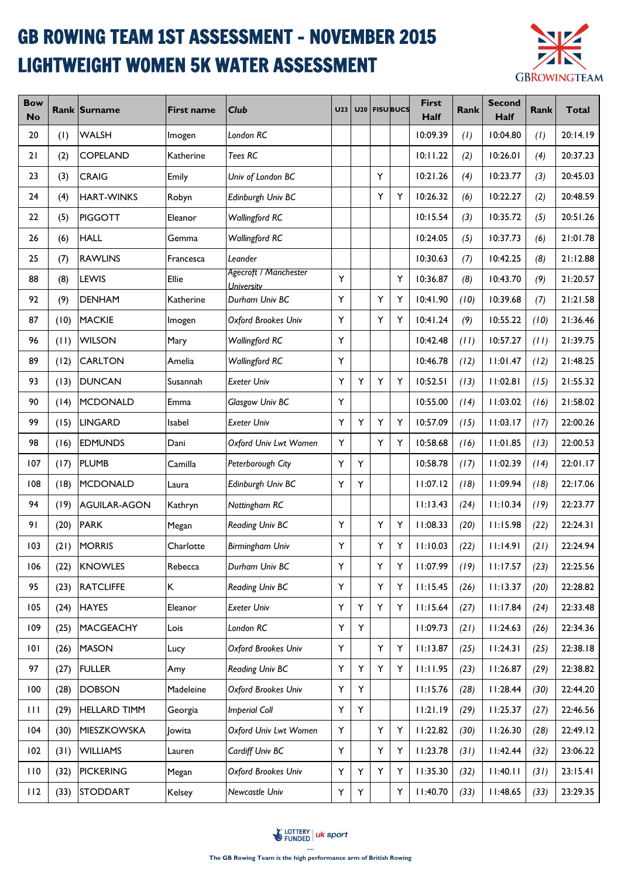# GB ROWING TEAM 1ST ASSESSMENT - NOVEMBER 2015
# LIGHTWEIGHT WOMEN 5K WATER ASSESSMENT

| Bow No | Rank | Surname | First name | Club | U23 | U20 | FISU | BUCS | First Half | Rank | Second Half | Rank | Total |
|---|---|---|---|---|---|---|---|---|---|---|---|---|---|
| 20 | (1) | WALSH | Imogen | *London RC* | | | | | 10:09.39 | *(1)* | 10:04.80 | *(1)* | 20:14.19 |
| 21 | (2) | COPELAND | Katherine | *Tees RC* | | | | | 10:11.22 | *(2)* | 10:26.01 | *(4)* | 20:37.23 |
| 23 | (3) | CRAIG | Emily | *Univ of London BC* | | | Y | | 10:21.26 | *(4)* | 10:23.77 | *(3)* | 20:45.03 |
| 24 | (4) | HART-WINKS | Robyn | *Edinburgh Univ BC* | | | Y | Y | 10:26.32 | *(6)* | 10:22.27 | *(2)* | 20:48.59 |
| 22 | (5) | PIGGOTT | Eleanor | *Wallingford RC* | | | | | 10:15.54 | *(3)* | 10:35.72 | *(5)* | 20:51.26 |
| 26 | (6) | HALL | Gemma | *Wallingford RC* | | | | | 10:24.05 | *(5)* | 10:37.73 | *(6)* | 21:01.78 |
| 25 | (7) | RAWLINS | Francesca | *Leander* | | | | | 10:30.63 | *(7)* | 10:42.25 | *(8)* | 21:12.88 |
| 88 | (8) | LEWIS | Ellie | *Agecroft / Manchester University* | Y | | | Y | 10:36.87 | *(8)* | 10:43.70 | *(9)* | 21:20.57 |
| 92 | (9) | DENHAM | Katherine | *Durham Univ BC* | Y | | Y | Y | 10:41.90 | *(10)* | 10:39.68 | *(7)* | 21:21.58 |
| 87 | (10) | MACKIE | Imogen | *Oxford Brookes Univ* | Y | | Y | Y | 10:41.24 | *(9)* | 10:55.22 | *(10)* | 21:36.46 |
| 96 | (11) | WILSON | Mary | *Wallingford RC* | Y | | | | 10:42.48 | *(11)* | 10:57.27 | *(11)* | 21:39.75 |
| 89 | (12) | CARLTON | Amelia | *Wallingford RC* | Y | | | | 10:46.78 | *(12)* | 11:01.47 | *(12)* | 21:48.25 |
| 93 | (13) | DUNCAN | Susannah | *Exeter Univ* | Y | Y | Y | Y | 10:52.51 | *(13)* | 11:02.81 | *(15)* | 21:55.32 |
| 90 | (14) | MCDONALD | Emma | *Glasgow Univ BC* | Y | | | | 10:55.00 | *(14)* | 11:03.02 | *(16)* | 21:58.02 |
| 99 | (15) | LINGARD | Isabel | *Exeter Univ* | Y | Y | Y | Y | 10:57.09 | *(15)* | 11:03.17 | *(17)* | 22:00.26 |
| 98 | (16) | EDMUNDS | Dani | *Oxford Univ Lwt Women* | Y | | Y | Y | 10:58.68 | *(16)* | 11:01.85 | *(13)* | 22:00.53 |
| 107 | (17) | PLUMB | Camilla | *Peterborough City* | Y | Y | | | 10:58.78 | *(17)* | 11:02.39 | *(14)* | 22:01.17 |
| 108 | (18) | MCDONALD | Laura | *Edinburgh Univ BC* | Y | Y | | | 11:07.12 | *(18)* | 11:09.94 | *(18)* | 22:17.06 |
| 94 | (19) | AGUILAR-AGON | Kathryn | *Nottingham RC* | | | | | 11:13.43 | *(24)* | 11:10.34 | *(19)* | 22:23.77 |
| 91 | (20) | PARK | Megan | *Reading Univ BC* | Y | | Y | Y | 11:08.33 | *(20)* | 11:15.98 | *(22)* | 22:24.31 |
| 103 | (21) | MORRIS | Charlotte | *Birmingham Univ* | Y | | Y | Y | 11:10.03 | *(22)* | 11:14.91 | *(21)* | 22:24.94 |
| 106 | (22) | KNOWLES | Rebecca | *Durham Univ BC* | Y | | Y | Y | 11:07.99 | *(19)* | 11:17.57 | *(23)* | 22:25.56 |
| 95 | (23) | RATCLIFFE | K | *Reading Univ BC* | Y | | Y | Y | 11:15.45 | *(26)* | 11:13.37 | *(20)* | 22:28.82 |
| 105 | (24) | HAYES | Eleanor | *Exeter Univ* | Y | Y | Y | Y | 11:15.64 | *(27)* | 11:17.84 | *(24)* | 22:33.48 |
| 109 | (25) | MACGEACHY | Lois | *London RC* | Y | Y | | | 11:09.73 | *(21)* | 11:24.63 | *(26)* | 22:34.36 |
| 101 | (26) | MASON | Lucy | *Oxford Brookes Univ* | Y | | Y | Y | 11:13.87 | *(25)* | 11:24.31 | *(25)* | 22:38.18 |
| 97 | (27) | FULLER | Amy | *Reading Univ BC* | Y | Y | Y | Y | 11:11.95 | *(23)* | 11:26.87 | *(29)* | 22:38.82 |
| 100 | (28) | DOBSON | Madeleine | *Oxford Brookes Univ* | Y | Y | | | 11:15.76 | *(28)* | 11:28.44 | *(30)* | 22:44.20 |
| 111 | (29) | HELLARD TIMM | Georgia | *Imperial Coll* | Y | Y | | | 11:21.19 | *(29)* | 11:25.37 | *(27)* | 22:46.56 |
| 104 | (30) | MIESZKOWSKA | Jowita | *Oxford Univ Lwt Women* | Y | | Y | Y | 11:22.82 | *(30)* | 11:26.30 | *(28)* | 22:49.12 |
| 102 | (31) | WILLIAMS | Lauren | *Cardiff Univ BC* | Y | | Y | Y | 11:23.78 | *(31)* | 11:42.44 | *(32)* | 23:06.22 |
| 110 | (32) | PICKERING | Megan | *Oxford Brookes Univ* | Y | Y | Y | Y | 11:35.30 | *(32)* | 11:40.11 | *(31)* | 23:15.41 |
| 112 | (33) | STODDART | Kelsey | *Newcastle Univ* | Y | Y | | Y | 11:40.70 | *(33)* | 11:48.65 | *(33)* | 23:29.35 |

LOTTERY FUNDED | uk sport

The GB Rowing Team is the high performance arm of British Rowing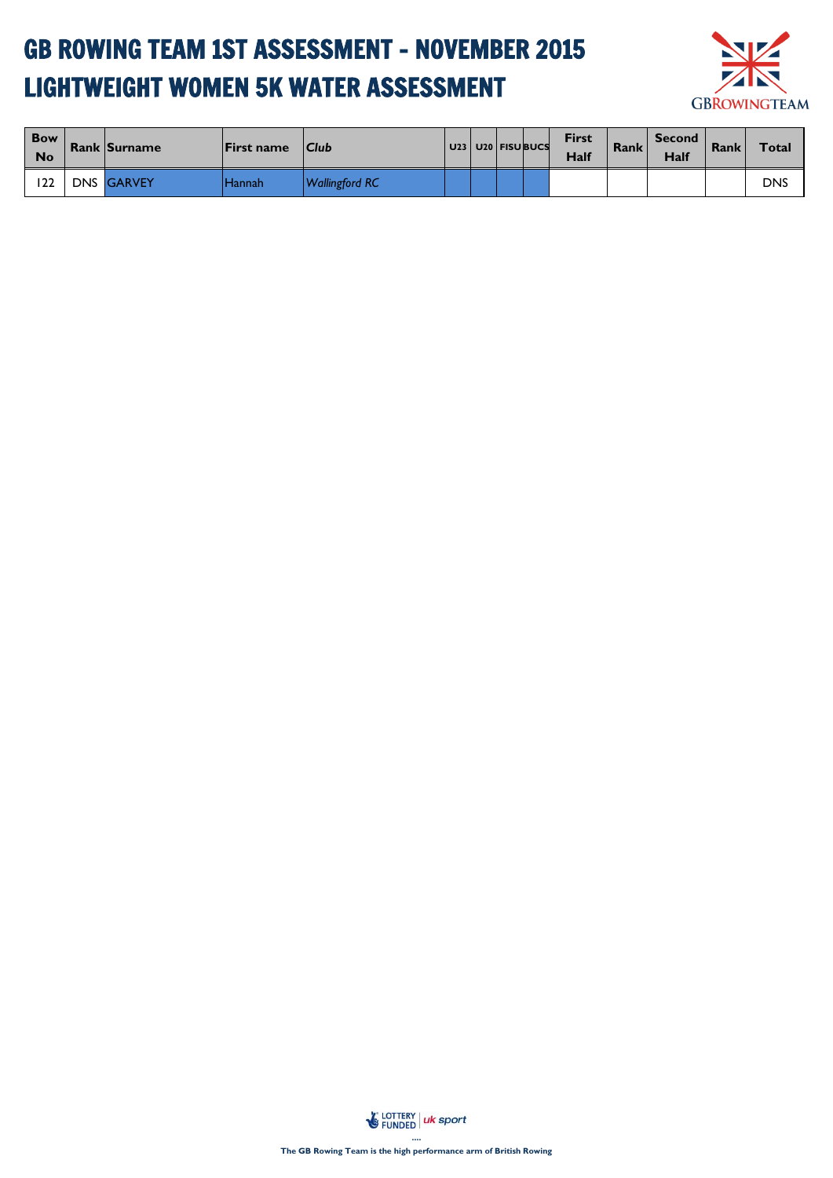# GB ROWING TEAM 1ST ASSESSMENT - NOVEMBER 2015

# LIGHTWEIGHT WOMEN 5K WATER ASSESSMENT

| Bow No | Rank | Surname | First name | Club | U23 | U20 | FISU | BUCS | First Half | Rank | Second Half | Rank | Total |
|---|---|---|---|---|---|---|---|---|---|---|---|---|---|
| 122 | DNS | GARVEY | Hannah | *Wallingford RC* | | | | | | | | | DNS |

The GB Rowing Team is the high performance arm of British Rowing